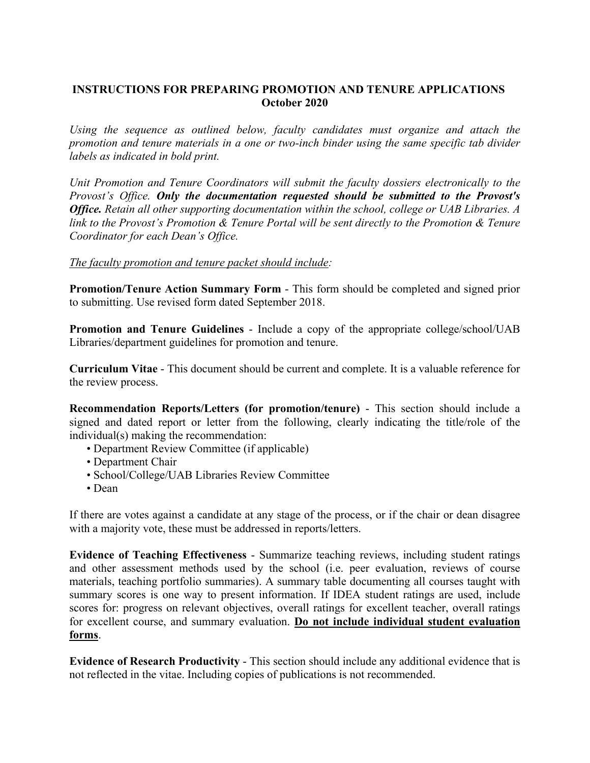# INSTRUCTIONS FOR PREPARING PROMOTION AND TENURE APPLICATIONS
## October 2020

*Using the sequence as outlined below, faculty candidates must organize and attach the promotion and tenure materials in a one or two-inch binder using the same specific tab divider labels as indicated in bold print.*

*Unit Promotion and Tenure Coordinators will submit the faculty dossiers electronically to the Provost's Office.* ***Only the documentation requested should be submitted to the Provost's Office.*** *Retain all other supporting documentation within the school, college or UAB Libraries. A link to the Provost's Promotion & Tenure Portal will be sent directly to the Promotion & Tenure Coordinator for each Dean's Office.*

<u>*The faculty promotion and tenure packet should include*</u>:

**Promotion/Tenure Action Summary Form** - This form should be completed and signed prior to submitting. Use revised form dated September 2018.

**Promotion and Tenure Guidelines** - Include a copy of the appropriate college/school/UAB Libraries/department guidelines for promotion and tenure.

**Curriculum Vitae** - This document should be current and complete. It is a valuable reference for the review process.

**Recommendation Reports/Letters (for promotion/tenure)** - This section should include a signed and dated report or letter from the following, clearly indicating the title/role of the individual(s) making the recommendation:

- Department Review Committee (if applicable)
- Department Chair
- School/College/UAB Libraries Review Committee
- Dean

If there are votes against a candidate at any stage of the process, or if the chair or dean disagree with a majority vote, these must be addressed in reports/letters.

**Evidence of Teaching Effectiveness** - Summarize teaching reviews, including student ratings and other assessment methods used by the school (i.e. peer evaluation, reviews of course materials, teaching portfolio summaries). A summary table documenting all courses taught with summary scores is one way to present information. If IDEA student ratings are used, include scores for: progress on relevant objectives, overall ratings for excellent teacher, overall ratings for excellent course, and summary evaluation. <u>**Do not include individual student evaluation forms**</u>.

**Evidence of Research Productivity** - This section should include any additional evidence that is not reflected in the vitae. Including copies of publications is not recommended.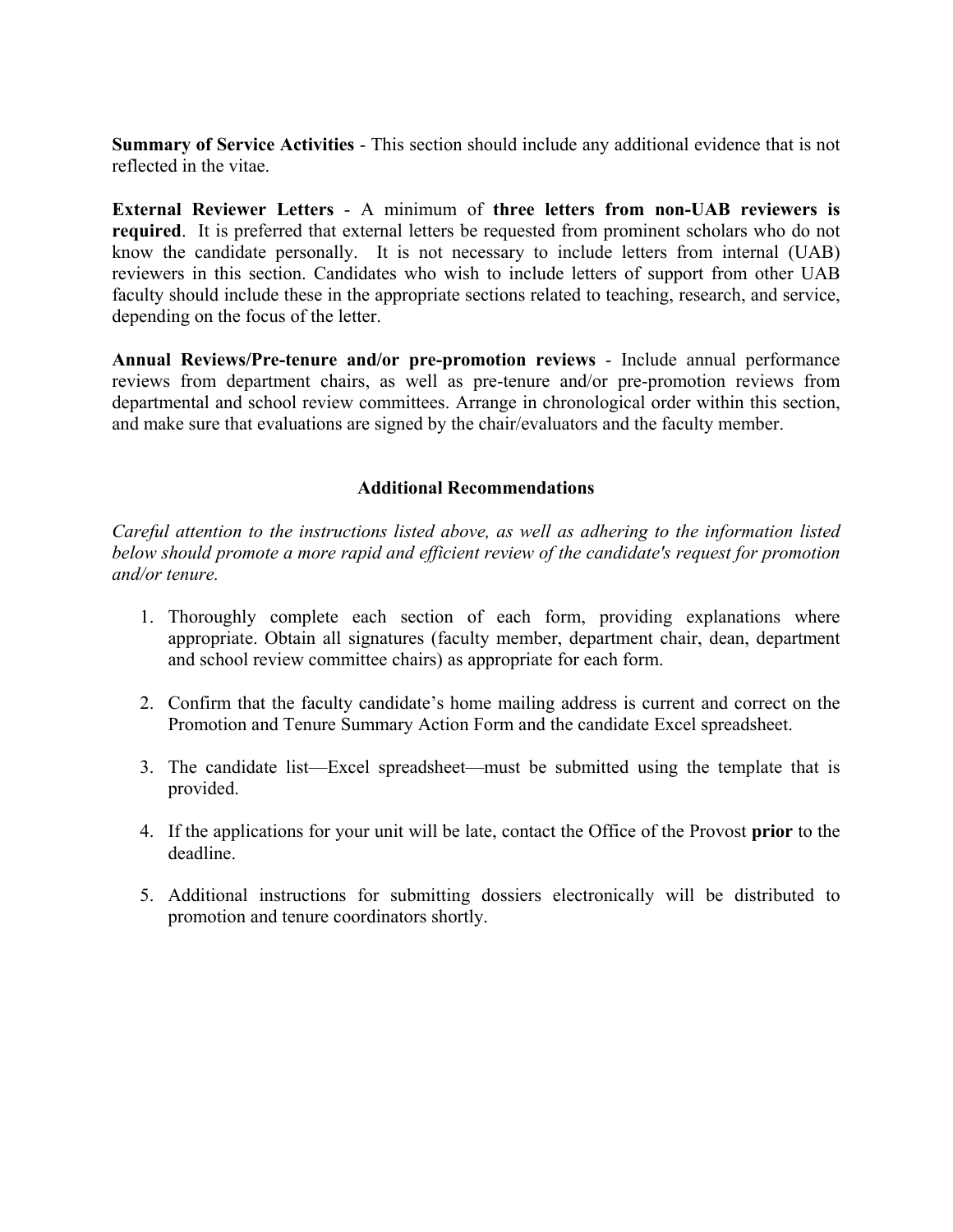**Summary of Service Activities** - This section should include any additional evidence that is not reflected in the vitae.

**External Reviewer Letters** - A minimum of **three letters from non-UAB reviewers is required**. It is preferred that external letters be requested from prominent scholars who do not know the candidate personally. It is not necessary to include letters from internal (UAB) reviewers in this section. Candidates who wish to include letters of support from other UAB faculty should include these in the appropriate sections related to teaching, research, and service, depending on the focus of the letter.

**Annual Reviews/Pre-tenure and/or pre-promotion reviews** - Include annual performance reviews from department chairs, as well as pre-tenure and/or pre-promotion reviews from departmental and school review committees. Arrange in chronological order within this section, and make sure that evaluations are signed by the chair/evaluators and the faculty member.

## Additional Recommendations

*Careful attention to the instructions listed above, as well as adhering to the information listed below should promote a more rapid and efficient review of the candidate's request for promotion and/or tenure.*

1. Thoroughly complete each section of each form, providing explanations where appropriate. Obtain all signatures (faculty member, department chair, dean, department and school review committee chairs) as appropriate for each form.

2. Confirm that the faculty candidate's home mailing address is current and correct on the Promotion and Tenure Summary Action Form and the candidate Excel spreadsheet.

3. The candidate list—Excel spreadsheet—must be submitted using the template that is provided.

4. If the applications for your unit will be late, contact the Office of the Provost **prior** to the deadline.

5. Additional instructions for submitting dossiers electronically will be distributed to promotion and tenure coordinators shortly.